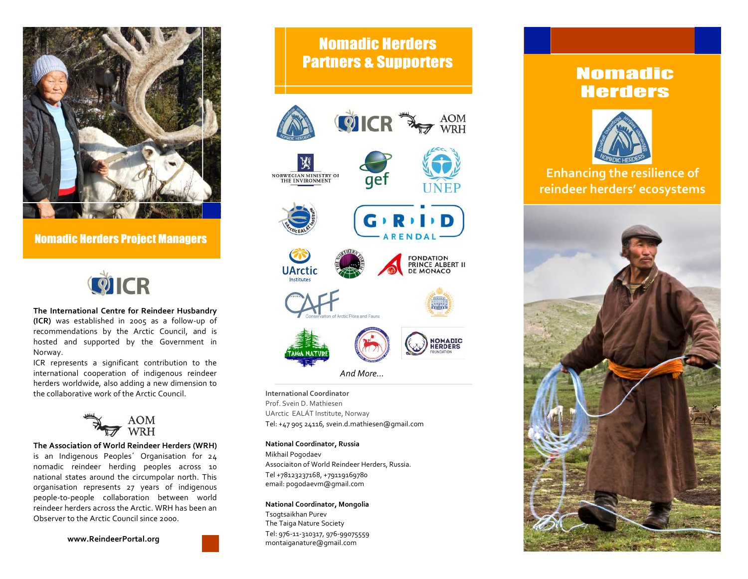## Nomadic Herders Project Managers

**The International Centre for Reindeer Husbandry (ICR)** was established in 2005 as a follow-up of recommendations by the Arctic Council, and is hosted and supported by the Government in Norway.

ICR represents a significant contribution to the international cooperation of indigenous reindeer herders worldwide, also adding a new dimension to the collaborative work of the Arctic Council.

**The Association of World Reindeer Herders (WRH)** is an Indigenous Peoples´ Organisation for 24 nomadic reindeer herding peoples across 10 national states around the circumpolar north. This organisation represents 27 years of indigenous people-to-people collaboration between world reindeer herders across the Arctic. WRH has been an Observer to the Arctic Council since 2000.

**www.ReindeerPortal.org**

## Nomadic Herders Partners & Supporters

*And More…*

**International Coordinator**
Prof. Svein D. Mathiesen
UArctic EALÁT Institute, Norway
Tel: +47 905 24116, svein.d.mathiesen@gmail.com

**National Coordinator, Russia**
Mikhail Pogodaev
Associaiton of World Reindeer Herders, Russia.
Tel +78123237168, +79119169780
email: pogodaevm@gmail.com

**National Coordinator, Mongolia**
Tsogtsaikhan Purev
The Taiga Nature Society
Tel: 976-11-310317, 976-99075559
montaiganature@gmail.com

# Nomadic Herders

## Enhancing the resilience of reindeer herders' ecosystems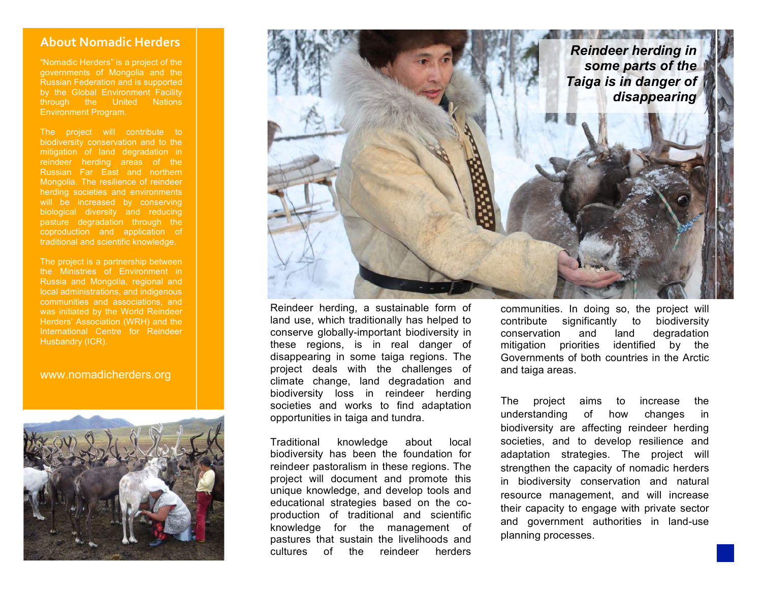## About Nomadic Herders

"Nomadic Herders" is a project of the governments of Mongolia and the Russian Federation and is supported by the Global Environment Facility through the United Nations Environment Program.

The project will contribute to biodiversity conservation and to the mitigation of land degradation in reindeer herding areas of the Russian Far East and northern Mongolia. The resilience of reindeer herding societies and environments will be increased by conserving biological diversity and reducing pasture degradation through the coproduction and application of traditional and scientific knowledge.

The project is a partnership between the Ministries of Environment in Russia and Mongolia, regional and local administrations, and indigenous communities and associations, and was initiated by the World Reindeer Herders' Association (WRH) and the International Centre for Reindeer Husbandry (ICR).

www.nomadicherders.org

***Reindeer herding in some parts of the Taiga is in danger of disappearing***

Reindeer herding, a sustainable form of land use, which traditionally has helped to conserve globally-important biodiversity in these regions, is in real danger of disappearing in some taiga regions. The project deals with the challenges of climate change, land degradation and biodiversity loss in reindeer herding societies and works to find adaptation opportunities in taiga and tundra.

Traditional knowledge about local biodiversity has been the foundation for reindeer pastoralism in these regions. The project will document and promote this unique knowledge, and develop tools and educational strategies based on the co-production of traditional and scientific knowledge for the management of pastures that sustain the livelihoods and cultures of the reindeer herders communities. In doing so, the project will contribute significantly to biodiversity conservation and land degradation mitigation priorities identified by the Governments of both countries in the Arctic and taiga areas.

The project aims to increase the understanding of how changes in biodiversity are affecting reindeer herding societies, and to develop resilience and adaptation strategies. The project will strengthen the capacity of nomadic herders in biodiversity conservation and natural resource management, and will increase their capacity to engage with private sector and government authorities in land-use planning processes.